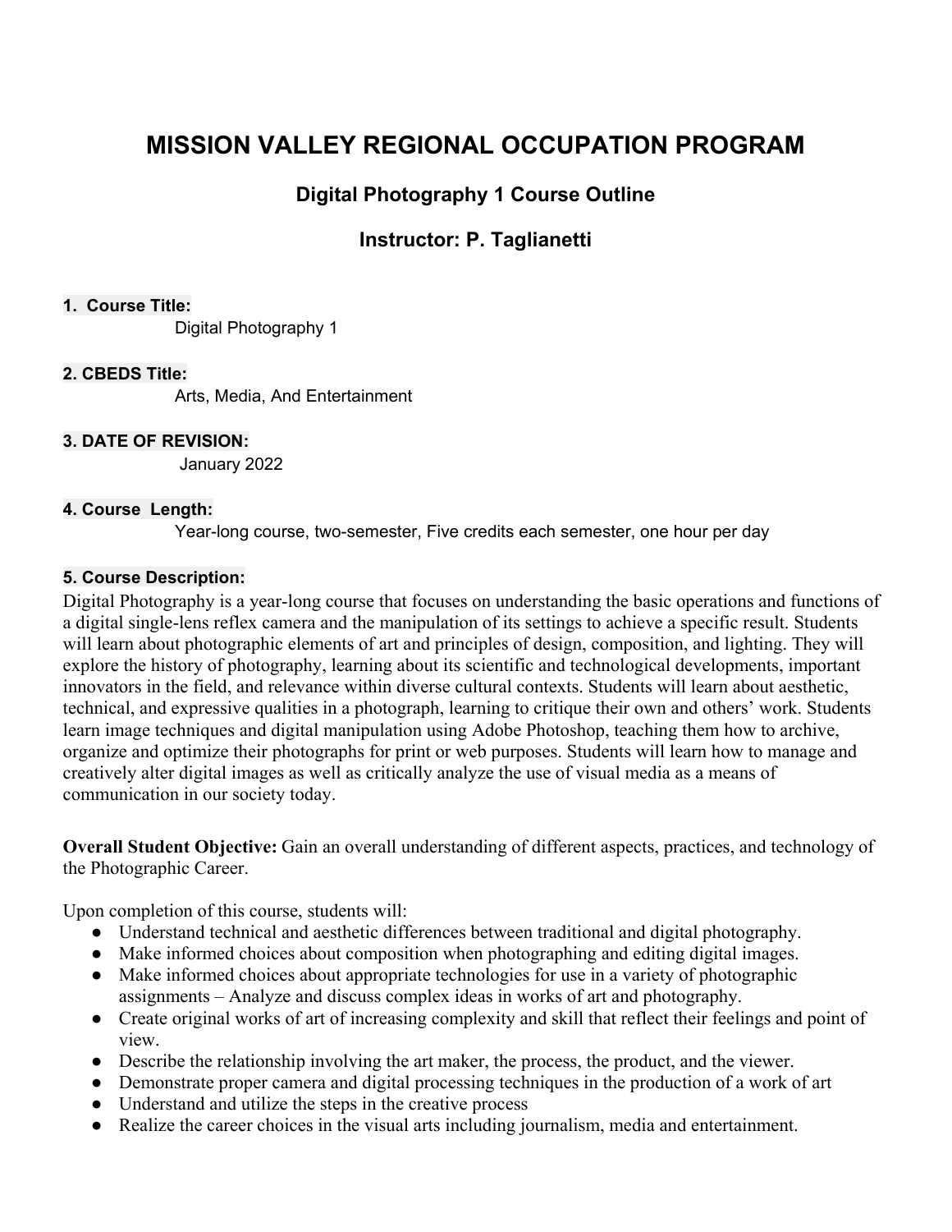# MISSION VALLEY REGIONAL OCCUPATION PROGRAM

## Digital Photography 1 Course Outline

## Instructor: P. Taglianetti

**1. Course Title:**

Digital Photography 1

**2. CBEDS Title:**

Arts, Media, And Entertainment

**3. DATE OF REVISION:**

January 2022

**4. Course Length:**

Year-long course, two-semester, Five credits each semester, one hour per day

**5. Course Description:**

Digital Photography is a year-long course that focuses on understanding the basic operations and functions of a digital single-lens reflex camera and the manipulation of its settings to achieve a specific result. Students will learn about photographic elements of art and principles of design, composition, and lighting. They will explore the history of photography, learning about its scientific and technological developments, important innovators in the field, and relevance within diverse cultural contexts. Students will learn about aesthetic, technical, and expressive qualities in a photograph, learning to critique their own and others' work. Students learn image techniques and digital manipulation using Adobe Photoshop, teaching them how to archive, organize and optimize their photographs for print or web purposes. Students will learn how to manage and creatively alter digital images as well as critically analyze the use of visual media as a means of communication in our society today.

**Overall Student Objective:** Gain an overall understanding of different aspects, practices, and technology of the Photographic Career.

Upon completion of this course, students will:

- Understand technical and aesthetic differences between traditional and digital photography.
- Make informed choices about composition when photographing and editing digital images.
- Make informed choices about appropriate technologies for use in a variety of photographic assignments – Analyze and discuss complex ideas in works of art and photography.
- Create original works of art of increasing complexity and skill that reflect their feelings and point of view.
- Describe the relationship involving the art maker, the process, the product, and the viewer.
- Demonstrate proper camera and digital processing techniques in the production of a work of art
- Understand and utilize the steps in the creative process
- Realize the career choices in the visual arts including journalism, media and entertainment.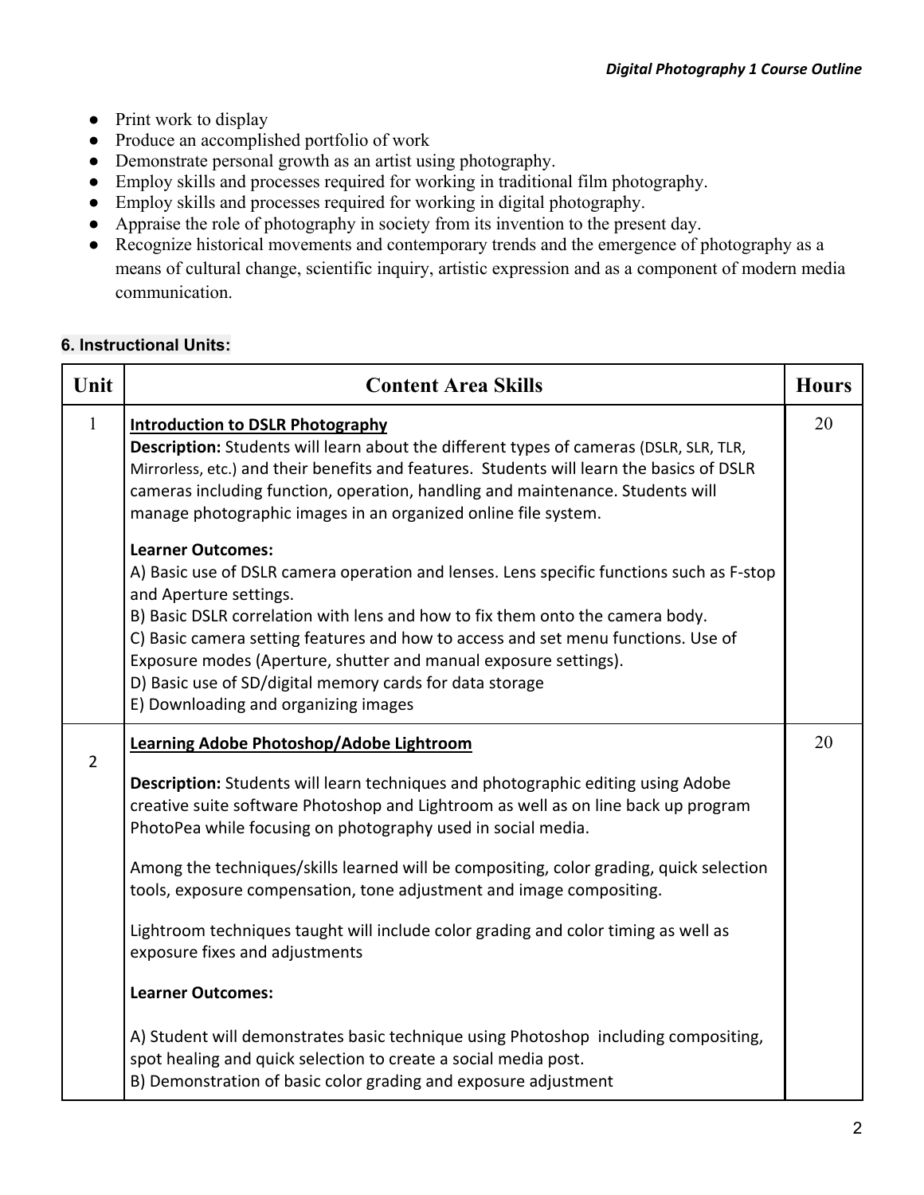- Print work to display
- Produce an accomplished portfolio of work
- Demonstrate personal growth as an artist using photography.
- Employ skills and processes required for working in traditional film photography.
- Employ skills and processes required for working in digital photography.
- Appraise the role of photography in society from its invention to the present day.
- Recognize historical movements and contemporary trends and the emergence of photography as a means of cultural change, scientific inquiry, artistic expression and as a component of modern media communication.

### 6. Instructional Units:

| Unit | Content Area Skills | Hours |
|---|---|---|
| 1 | **Introduction to DSLR Photography**<br>**Description:** Students will learn about the different types of cameras (DSLR, SLR, TLR, Mirrorless, etc.) and their benefits and features. Students will learn the basics of DSLR cameras including function, operation, handling and maintenance. Students will manage photographic images in an organized online file system.<br><br>**Learner Outcomes:**<br>A) Basic use of DSLR camera operation and lenses. Lens specific functions such as F-stop and Aperture settings.<br>B) Basic DSLR correlation with lens and how to fix them onto the camera body.<br>C) Basic camera setting features and how to access and set menu functions. Use of Exposure modes (Aperture, shutter and manual exposure settings).<br>D) Basic use of SD/digital memory cards for data storage<br>E) Downloading and organizing images | 20 |
| 2 | **Learning Adobe Photoshop/Adobe Lightroom**<br><br>**Description:** Students will learn techniques and photographic editing using Adobe creative suite software Photoshop and Lightroom as well as on line back up program PhotoPea while focusing on photography used in social media.<br><br>Among the techniques/skills learned will be compositing, color grading, quick selection tools, exposure compensation, tone adjustment and image compositing.<br><br>Lightroom techniques taught will include color grading and color timing as well as exposure fixes and adjustments<br><br>**Learner Outcomes:**<br><br>A) Student will demonstrates basic technique using Photoshop including compositing, spot healing and quick selection to create a social media post.<br>B) Demonstration of basic color grading and exposure adjustment | 20 |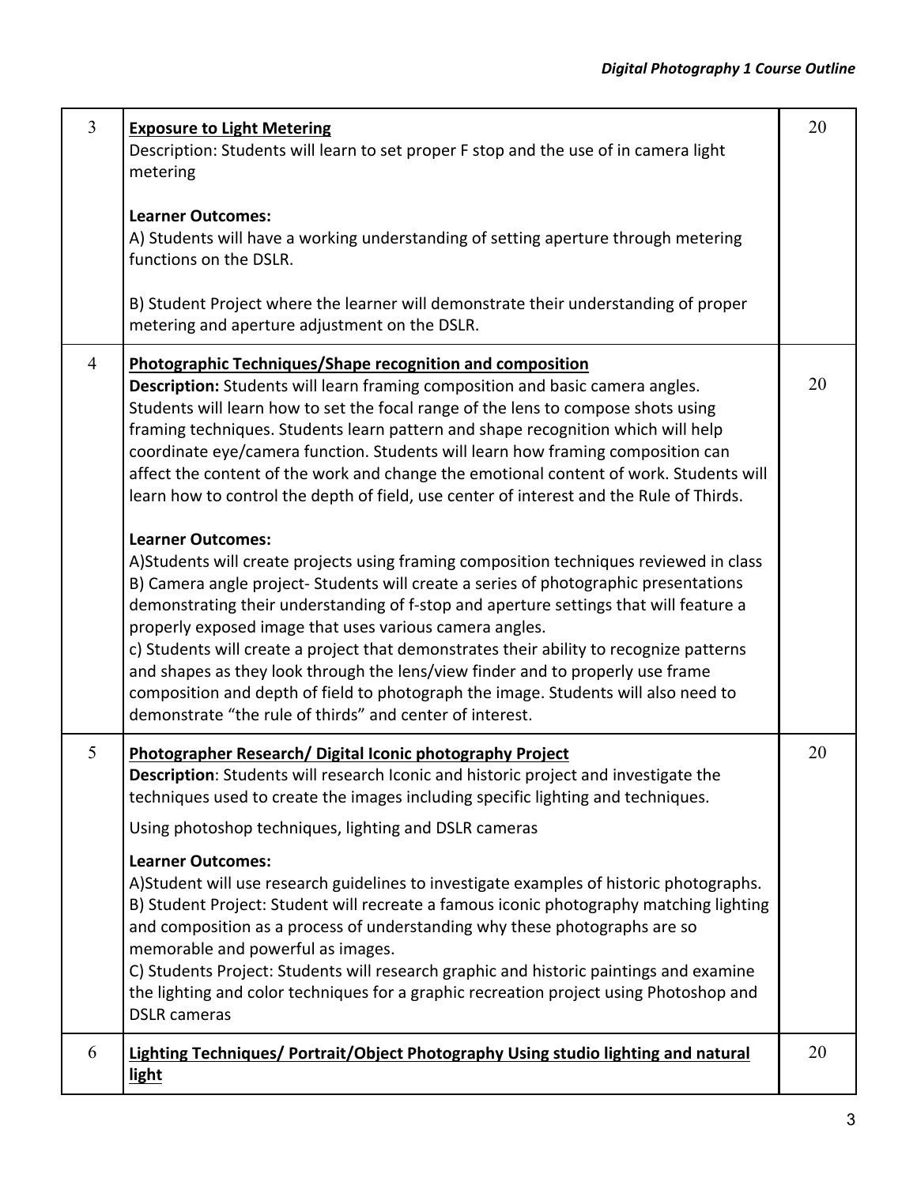| | | |
|---|---|---|
| 3 | **Exposure to Light Metering**<br>Description: Students will learn to set proper F stop and the use of in camera light metering<br><br>**Learner Outcomes:**<br>A) Students will have a working understanding of setting aperture through metering functions on the DSLR.<br><br>B) Student Project where the learner will demonstrate their understanding of proper metering and aperture adjustment on the DSLR. | 20 |
| 4 | **Photographic Techniques/Shape recognition and composition**<br>**Description:** Students will learn framing composition and basic camera angles. Students will learn how to set the focal range of the lens to compose shots using framing techniques. Students learn pattern and shape recognition which will help coordinate eye/camera function. Students will learn how framing composition can affect the content of the work and change the emotional content of work. Students will learn how to control the depth of field, use center of interest and the Rule of Thirds.<br><br>**Learner Outcomes:**<br>A)Students will create projects using framing composition techniques reviewed in class<br>B) Camera angle project- Students will create a series of photographic presentations demonstrating their understanding of f-stop and aperture settings that will feature a properly exposed image that uses various camera angles.<br>c) Students will create a project that demonstrates their ability to recognize patterns and shapes as they look through the lens/view finder and to properly use frame composition and depth of field to photograph the image. Students will also need to demonstrate "the rule of thirds" and center of interest. | 20 |
| 5 | **Photographer Research/ Digital Iconic photography Project**<br>**Description**: Students will research Iconic and historic project and investigate the techniques used to create the images including specific lighting and techniques.<br><br>Using photoshop techniques, lighting and DSLR cameras<br><br>**Learner Outcomes:**<br>A)Student will use research guidelines to investigate examples of historic photographs.<br>B) Student Project: Student will recreate a famous iconic photography matching lighting and composition as a process of understanding why these photographs are so memorable and powerful as images.<br>C) Students Project: Students will research graphic and historic paintings and examine the lighting and color techniques for a graphic recreation project using Photoshop and DSLR cameras | 20 |
| 6 | **Lighting Techniques/ Portrait/Object Photography Using studio lighting and natural light** | 20 |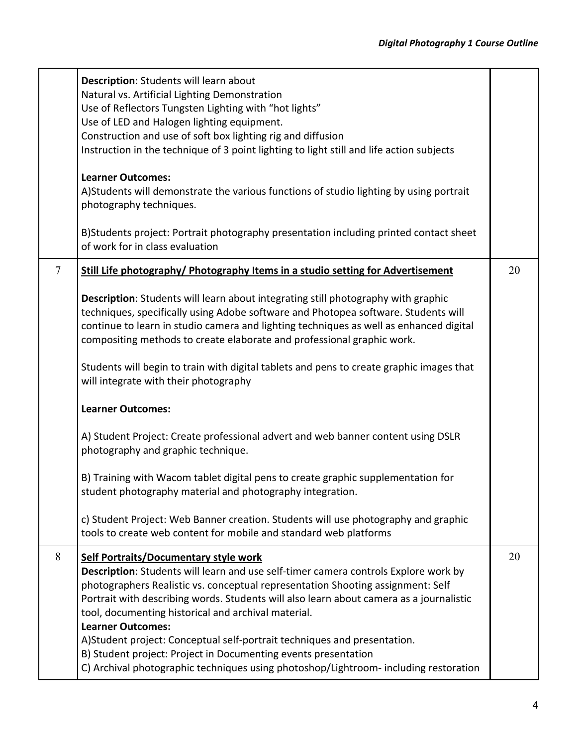| | | |
|---|---|---|
| | **Description**: Students will learn about<br>Natural vs. Artificial Lighting Demonstration<br>Use of Reflectors Tungsten Lighting with "hot lights"<br>Use of LED and Halogen lighting equipment.<br>Construction and use of soft box lighting rig and diffusion<br>Instruction in the technique of 3 point lighting to light still and life action subjects<br><br>**Learner Outcomes:**<br>A)Students will demonstrate the various functions of studio lighting by using portrait photography techniques.<br><br>B)Students project: Portrait photography presentation including printed contact sheet of work for in class evaluation | |
| 7 | **Still Life photography/ Photography Items in a studio setting for Advertisement**<br><br>**Description**: Students will learn about integrating still photography with graphic techniques, specifically using Adobe software and Photopea software. Students will continue to learn in studio camera and lighting techniques as well as enhanced digital compositing methods to create elaborate and professional graphic work.<br><br>Students will begin to train with digital tablets and pens to create graphic images that will integrate with their photography<br><br>**Learner Outcomes:**<br><br>A) Student Project: Create professional advert and web banner content using DSLR photography and graphic technique.<br><br>B) Training with Wacom tablet digital pens to create graphic supplementation for student photography material and photography integration.<br><br>c) Student Project: Web Banner creation. Students will use photography and graphic tools to create web content for mobile and standard web platforms | 20 |
| 8 | **Self Portraits/Documentary style work**<br>**Description**: Students will learn and use self-timer camera controls Explore work by photographers Realistic vs. conceptual representation Shooting assignment: Self Portrait with describing words. Students will also learn about camera as a journalistic tool, documenting historical and archival material.<br>**Learner Outcomes:**<br>A)Student project: Conceptual self-portrait techniques and presentation.<br>B) Student project: Project in Documenting events presentation<br>C) Archival photographic techniques using photoshop/Lightroom- including restoration | 20 |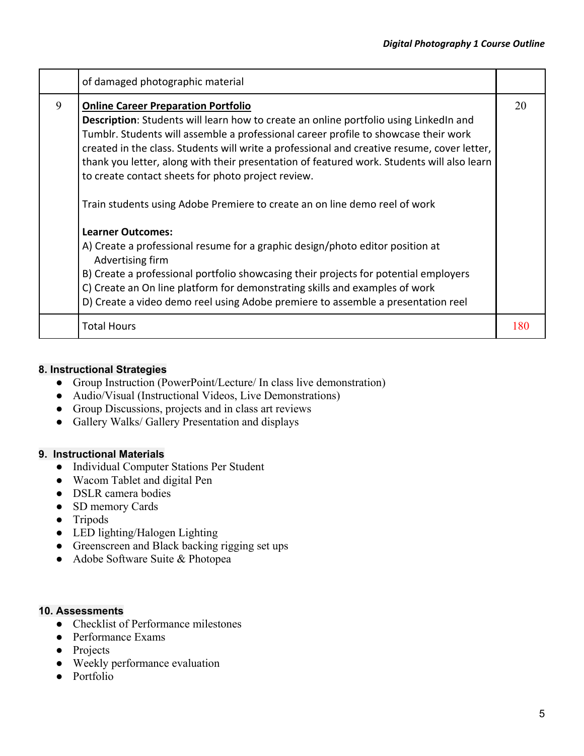| | of damaged photographic material | |
|---|---|---|
| 9 | **Online Career Preparation Portfolio**<br>**Description**: Students will learn how to create an online portfolio using LinkedIn and Tumblr. Students will assemble a professional career profile to showcase their work created in the class. Students will write a professional and creative resume, cover letter, thank you letter, along with their presentation of featured work. Students will also learn to create contact sheets for photo project review.<br><br>Train students using Adobe Premiere to create an on line demo reel of work<br><br>**Learner Outcomes:**<br>A) Create a professional resume for a graphic design/photo editor position at Advertising firm<br>B) Create a professional portfolio showcasing their projects for potential employers<br>C) Create an On line platform for demonstrating skills and examples of work<br>D) Create a video demo reel using Adobe premiere to assemble a presentation reel | 20 |
| | Total Hours | 180 |

## 8. Instructional Strategies

- Group Instruction (PowerPoint/Lecture/ In class live demonstration)
- Audio/Visual (Instructional Videos, Live Demonstrations)
- Group Discussions, projects and in class art reviews
- Gallery Walks/ Gallery Presentation and displays

## 9. Instructional Materials

- Individual Computer Stations Per Student
- Wacom Tablet and digital Pen
- DSLR camera bodies
- SD memory Cards
- Tripods
- LED lighting/Halogen Lighting
- Greenscreen and Black backing rigging set ups
- Adobe Software Suite & Photopea

## 10. Assessments

- Checklist of Performance milestones
- Performance Exams
- Projects
- Weekly performance evaluation
- Portfolio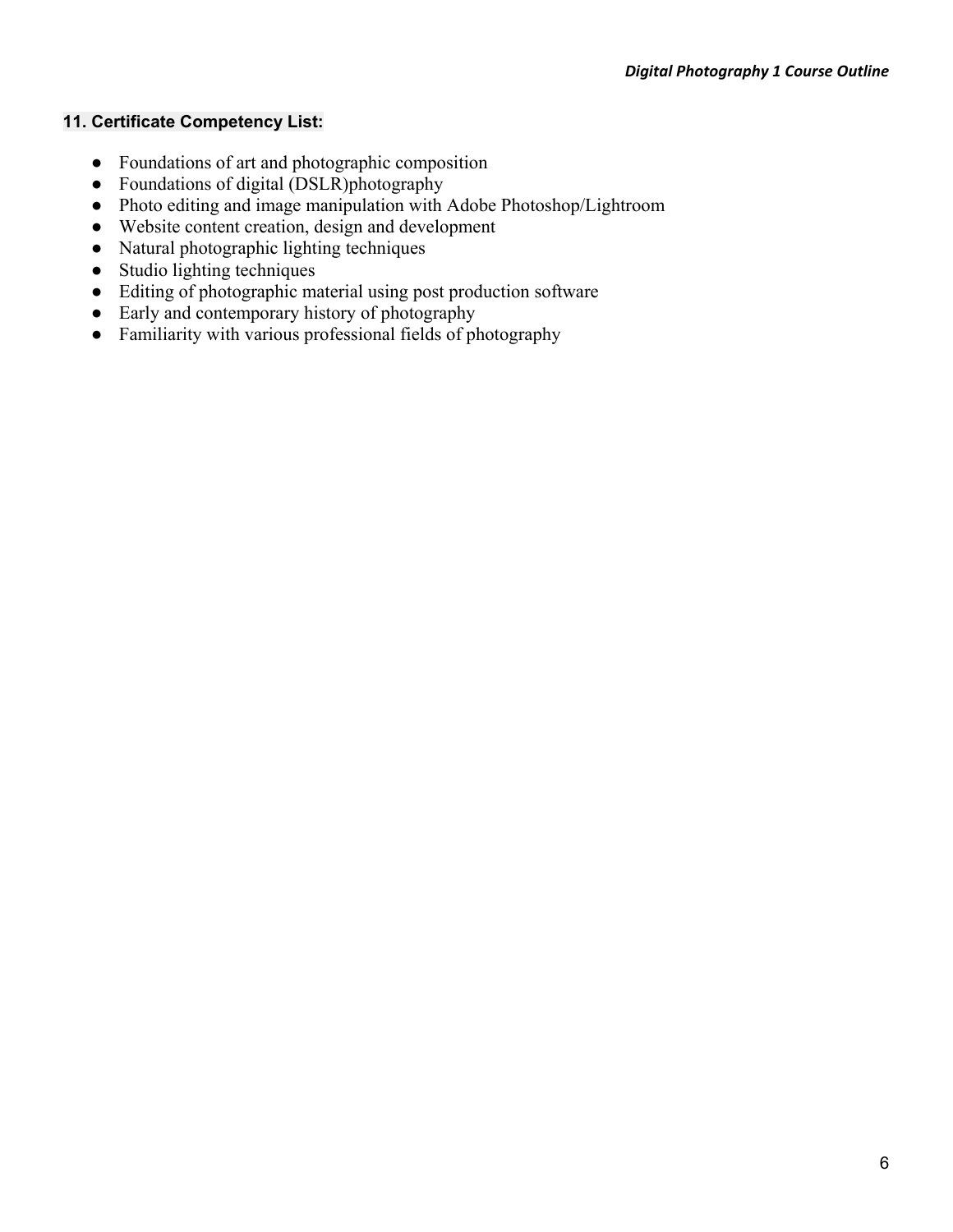## 11. Certificate Competency List:

- Foundations of art and photographic composition
- Foundations of digital (DSLR)photography
- Photo editing and image manipulation with Adobe Photoshop/Lightroom
- Website content creation, design and development
- Natural photographic lighting techniques
- Studio lighting techniques
- Editing of photographic material using post production software
- Early and contemporary history of photography
- Familiarity with various professional fields of photography